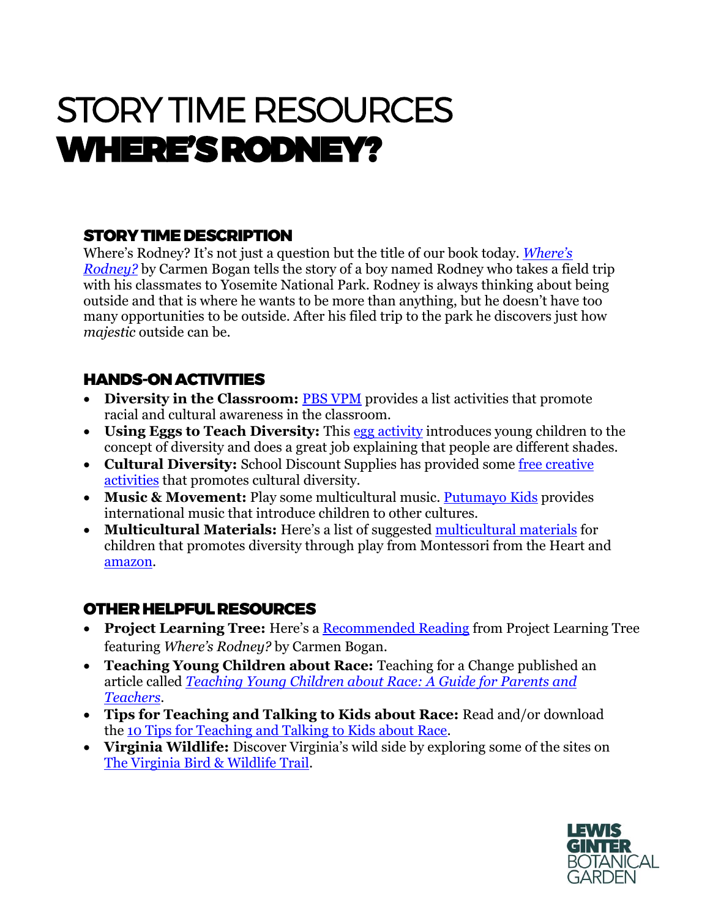# STORY TIME RESOURCES
# WHERE'S RODNEY?

## STORY TIME DESCRIPTION

Where's Rodney? It's not just a question but the title of our book today. *Where's Rodney?* by Carmen Bogan tells the story of a boy named Rodney who takes a field trip with his classmates to Yosemite National Park. Rodney is always thinking about being outside and that is where he wants to be more than anything, but he doesn't have too many opportunities to be outside. After his filed trip to the park he discovers just how *majestic* outside can be.

## HANDS-ON ACTIVITIES

- **Diversity in the Classroom:** PBS VPM provides a list activities that promote racial and cultural awareness in the classroom.
- **Using Eggs to Teach Diversity:** This egg activity introduces young children to the concept of diversity and does a great job explaining that people are different shades.
- **Cultural Diversity:** School Discount Supplies has provided some free creative activities that promotes cultural diversity.
- **Music & Movement:** Play some multicultural music. Putumayo Kids provides international music that introduce children to other cultures.
- **Multicultural Materials:** Here's a list of suggested multicultural materials for children that promotes diversity through play from Montessori from the Heart and amazon.

## OTHER HELPFUL RESOURCES

- **Project Learning Tree:** Here's a Recommended Reading from Project Learning Tree featuring *Where's Rodney?* by Carmen Bogan.
- **Teaching Young Children about Race:** Teaching for a Change published an article called *Teaching Young Children about Race: A Guide for Parents and Teachers*.
- **Tips for Teaching and Talking to Kids about Race:** Read and/or download the 10 Tips for Teaching and Talking to Kids about Race.
- **Virginia Wildlife:** Discover Virginia's wild side by exploring some of the sites on The Virginia Bird & Wildlife Trail.

LEWIS GINTER BOTANICAL GARDEN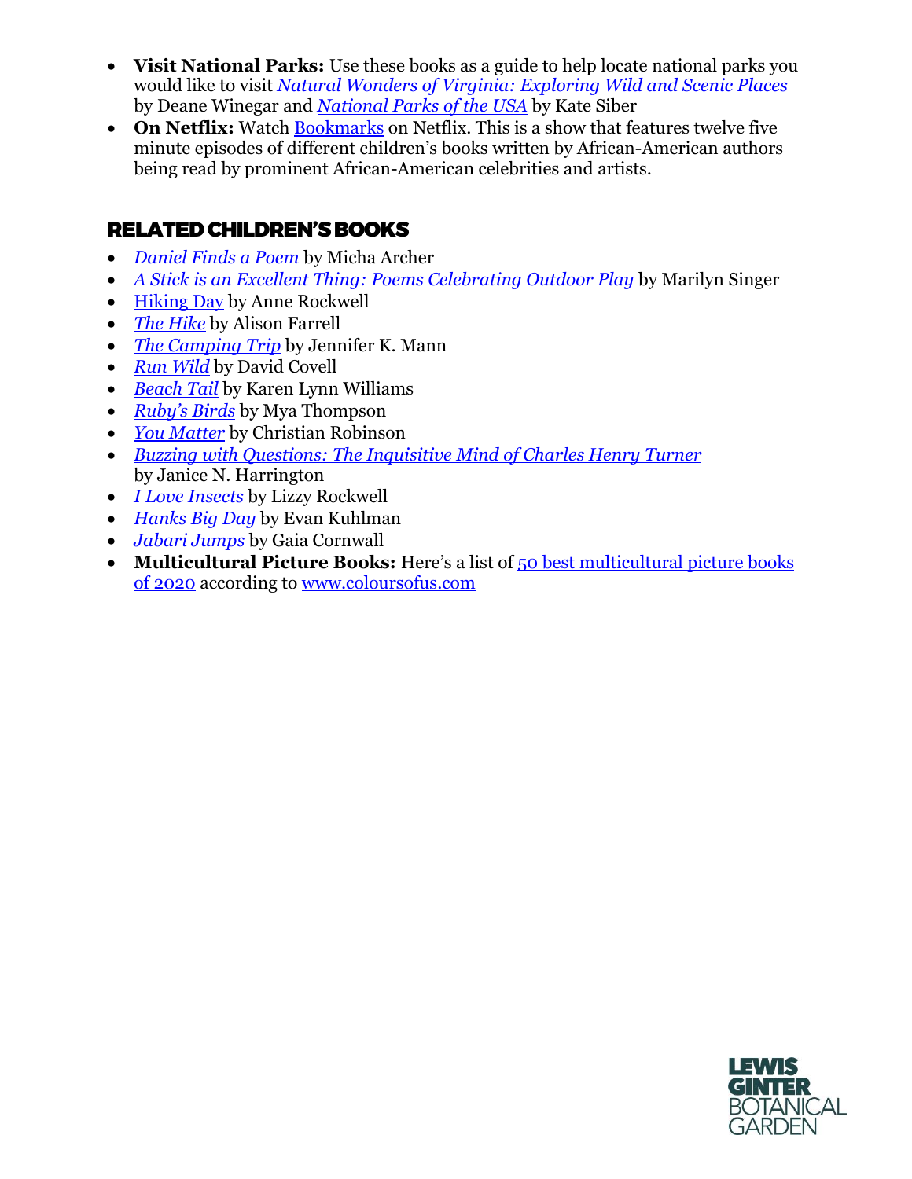- **Visit National Parks:** Use these books as a guide to help locate national parks you would like to visit *Natural Wonders of Virginia: Exploring Wild and Scenic Places* by Deane Winegar and *National Parks of the USA* by Kate Siber
- **On Netflix:** Watch Bookmarks on Netflix. This is a show that features twelve five minute episodes of different children's books written by African-American authors being read by prominent African-American celebrities and artists.

## RELATED CHILDREN'S BOOKS

- *Daniel Finds a Poem* by Micha Archer
- *A Stick is an Excellent Thing: Poems Celebrating Outdoor Play* by Marilyn Singer
- Hiking Day by Anne Rockwell
- *The Hike* by Alison Farrell
- *The Camping Trip* by Jennifer K. Mann
- *Run Wild* by David Covell
- *Beach Tail* by Karen Lynn Williams
- *Ruby's Birds* by Mya Thompson
- *You Matter* by Christian Robinson
- *Buzzing with Questions: The Inquisitive Mind of Charles Henry Turner* by Janice N. Harrington
- *I Love Insects* by Lizzy Rockwell
- *Hanks Big Day* by Evan Kuhlman
- *Jabari Jumps* by Gaia Cornwall
- **Multicultural Picture Books:** Here's a list of 50 best multicultural picture books of 2020 according to www.coloursofus.com

LEWIS GINTER BOTANICAL GARDEN